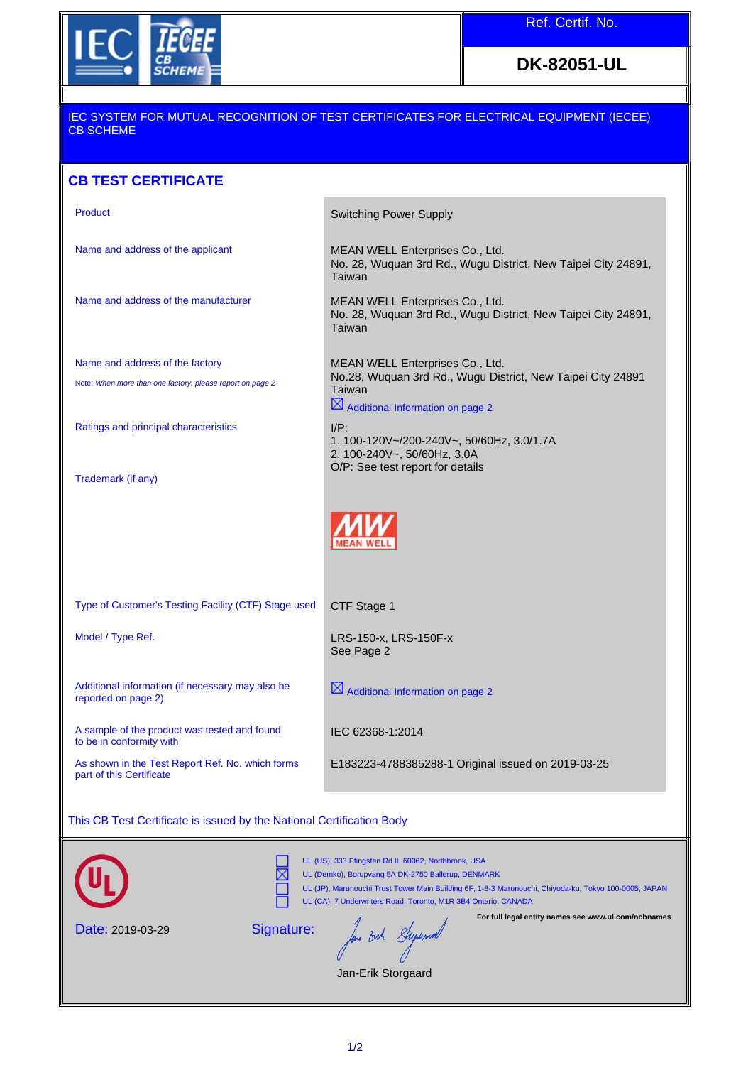Ref. Certif. No.

**DK-82051-UL**

IEC SYSTEM FOR MUTUAL RECOGNITION OF TEST CERTIFICATES FOR ELECTRICAL EQUIPMENT (IECEE) CB SCHEME

## CB TEST CERTIFICATE

| | |
|---|---|
| Product | Switching Power Supply |
| Name and address of the applicant | MEAN WELL Enterprises Co., Ltd.<br>No. 28, Wuquan 3rd Rd., Wugu District, New Taipei City 24891, Taiwan |
| Name and address of the manufacturer | MEAN WELL Enterprises Co., Ltd.<br>No. 28, Wuquan 3rd Rd., Wugu District, New Taipei City 24891, Taiwan |
| Name and address of the factory<br>Note: *When more than one factory, please report on page 2* | MEAN WELL Enterprises Co., Ltd.<br>No.28, Wuquan 3rd Rd., Wugu District, New Taipei City 24891 Taiwan<br>☒ Additional Information on page 2 |
| Ratings and principal characteristics | I/P:<br>1. 100-120V~/200-240V~, 50/60Hz, 3.0/1.7A<br>2. 100-240V~, 50/60Hz, 3.0A<br>O/P: See test report for details |
| Trademark (if any) | MW MEAN WELL |
| Type of Customer's Testing Facility (CTF) Stage used | CTF Stage 1 |
| Model / Type Ref. | LRS-150-x, LRS-150F-x<br>See Page 2 |
| Additional information (if necessary may also be reported on page 2) | ☒ Additional Information on page 2 |
| A sample of the product was tested and found to be in conformity with | IEC 62368-1:2014 |
| As shown in the Test Report Ref. No. which forms part of this Certificate | E183223-4788385288-1 Original issued on 2019-03-25 |

This CB Test Certificate is issued by the National Certification Body

☐ UL (US), 333 Pfingsten Rd IL 60062, Northbrook, USA
☒ UL (Demko), Borupvang 5A DK-2750 Ballerup, DENMARK
☐ UL (JP), Marunouchi Trust Tower Main Building 6F, 1-8-3 Marunouchi, Chiyoda-ku, Tokyo 100-0005, JAPAN
☐ UL (CA), 7 Underwriters Road, Toronto, M1R 3B4 Ontario, CANADA

**For full legal entity names see www.ul.com/ncbnames**

Date: 2019-03-29

Signature:

Jan-Erik Storgaard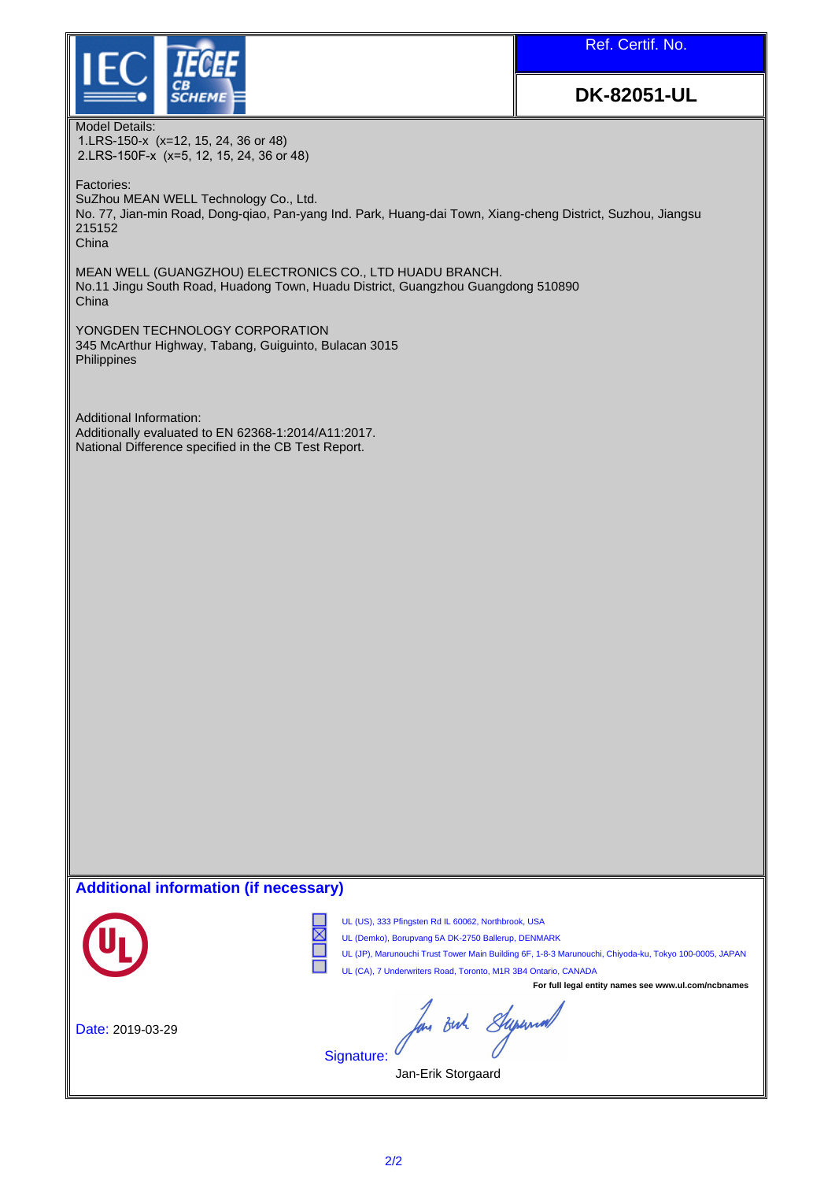Ref. Certif. No.

**DK-82051-UL**

Model Details:
1.LRS-150-x (x=12, 15, 24, 36 or 48)
2.LRS-150F-x (x=5, 12, 15, 24, 36 or 48)

Factories:
SuZhou MEAN WELL Technology Co., Ltd.
No. 77, Jian-min Road, Dong-qiao, Pan-yang Ind. Park, Huang-dai Town, Xiang-cheng District, Suzhou, Jiangsu 215152
China

MEAN WELL (GUANGZHOU) ELECTRONICS CO., LTD HUADU BRANCH.
No.11 Jingu South Road, Huadong Town, Huadu District, Guangzhou Guangdong 510890
China

YONGDEN TECHNOLOGY CORPORATION
345 McArthur Highway, Tabang, Guiguinto, Bulacan 3015
Philippines

Additional Information:
Additionally evaluated to EN 62368-1:2014/A11:2017.
National Difference specified in the CB Test Report.

## Additional information (if necessary)

☐ UL (US), 333 Pfingsten Rd IL 60062, Northbrook, USA
☒ UL (Demko), Borupvang 5A DK-2750 Ballerup, DENMARK
☐ UL (JP), Marunouchi Trust Tower Main Building 6F, 1-8-3 Marunouchi, Chiyoda-ku, Tokyo 100-0005, JAPAN
☐ UL (CA), 7 Underwriters Road, Toronto, M1R 3B4 Ontario, CANADA

**For full legal entity names see www.ul.com/ncbnames**

Date: 2019-03-29

Signature:
Jan-Erik Storgaard